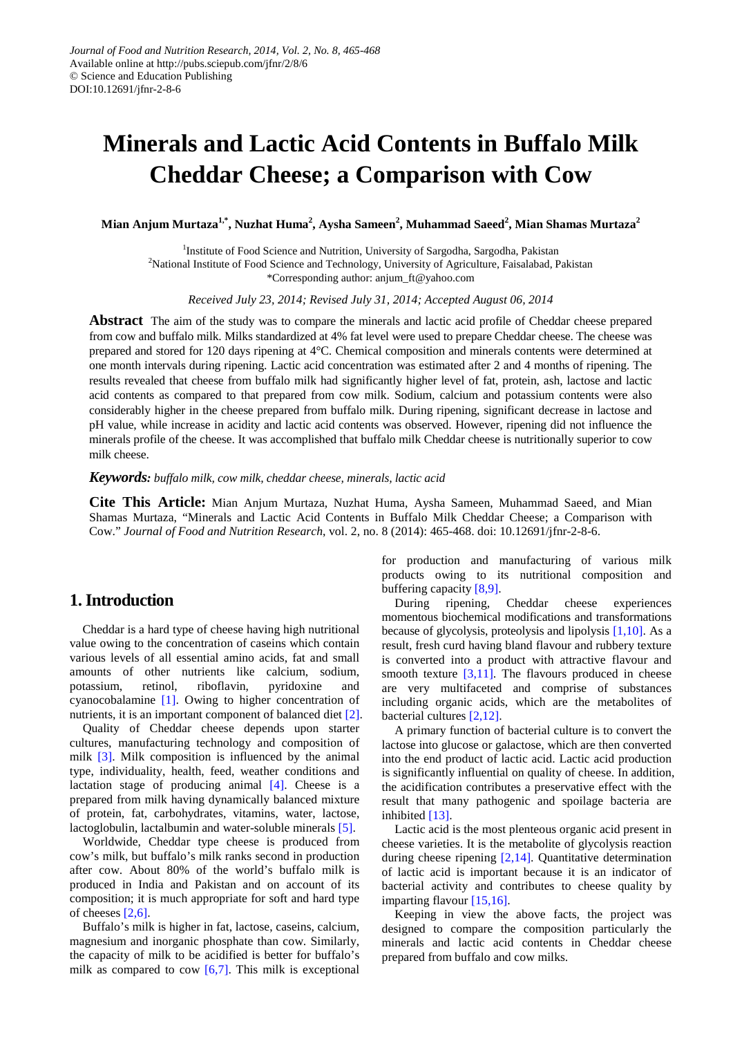Journal of Food and Nutrition Research, 2014, Vol. 2, No. 8, 465-468
Available online at http://pubs.sciepub.com/jfnr/2/8/6
© Science and Education Publishing
DOI:10.12691/jfnr-2-8-6

# Minerals and Lactic Acid Contents in Buffalo Milk Cheddar Cheese; a Comparison with Cow

**Mian Anjum Murtaza[1,*], Nuzhat Huma[2], Aysha Sameen[2], Muhammad Saeed[2], Mian Shamas Murtaza[2]**

[1]Institute of Food Science and Nutrition, University of Sargodha, Sargodha, Pakistan
[2]National Institute of Food Science and Technology, University of Agriculture, Faisalabad, Pakistan
*Corresponding author: anjum_ft@yahoo.com

*Received July 23, 2014; Revised July 31, 2014; Accepted August 06, 2014*

**Abstract** The aim of the study was to compare the minerals and lactic acid profile of Cheddar cheese prepared from cow and buffalo milk. Milks standardized at 4% fat level were used to prepare Cheddar cheese. The cheese was prepared and stored for 120 days ripening at 4°C. Chemical composition and minerals contents were determined at one month intervals during ripening. Lactic acid concentration was estimated after 2 and 4 months of ripening. The results revealed that cheese from buffalo milk had significantly higher level of fat, protein, ash, lactose and lactic acid contents as compared to that prepared from cow milk. Sodium, calcium and potassium contents were also considerably higher in the cheese prepared from buffalo milk. During ripening, significant decrease in lactose and pH value, while increase in acidity and lactic acid contents was observed. However, ripening did not influence the minerals profile of the cheese. It was accomplished that buffalo milk Cheddar cheese is nutritionally superior to cow milk cheese.

***Keywords:*** *buffalo milk, cow milk, cheddar cheese, minerals, lactic acid*

**Cite This Article:** Mian Anjum Murtaza, Nuzhat Huma, Aysha Sameen, Muhammad Saeed, and Mian Shamas Murtaza, "Minerals and Lactic Acid Contents in Buffalo Milk Cheddar Cheese; a Comparison with Cow." *Journal of Food and Nutrition Research*, vol. 2, no. 8 (2014): 465-468. doi: 10.12691/jfnr-2-8-6.

## 1. Introduction

Cheddar is a hard type of cheese having high nutritional value owing to the concentration of caseins which contain various levels of all essential amino acids, fat and small amounts of other nutrients like calcium, sodium, potassium, retinol, riboflavin, pyridoxine and cyanocobalamine [1]. Owing to higher concentration of nutrients, it is an important component of balanced diet [2].

Quality of Cheddar cheese depends upon starter cultures, manufacturing technology and composition of milk [3]. Milk composition is influenced by the animal type, individuality, health, feed, weather conditions and lactation stage of producing animal [4]. Cheese is a prepared from milk having dynamically balanced mixture of protein, fat, carbohydrates, vitamins, water, lactose, lactoglobulin, lactalbumin and water-soluble minerals [5].

Worldwide, Cheddar type cheese is produced from cow's milk, but buffalo's milk ranks second in production after cow. About 80% of the world's buffalo milk is produced in India and Pakistan and on account of its composition; it is much appropriate for soft and hard type of cheeses [2,6].

Buffalo's milk is higher in fat, lactose, caseins, calcium, magnesium and inorganic phosphate than cow. Similarly, the capacity of milk to be acidified is better for buffalo's milk as compared to cow [6,7]. This milk is exceptional for production and manufacturing of various milk products owing to its nutritional composition and buffering capacity [8,9].

During ripening, Cheddar cheese experiences momentous biochemical modifications and transformations because of glycolysis, proteolysis and lipolysis [1,10]. As a result, fresh curd having bland flavour and rubbery texture is converted into a product with attractive flavour and smooth texture [3,11]. The flavours produced in cheese are very multifaceted and comprise of substances including organic acids, which are the metabolites of bacterial cultures [2,12].

A primary function of bacterial culture is to convert the lactose into glucose or galactose, which are then converted into the end product of lactic acid. Lactic acid production is significantly influential on quality of cheese. In addition, the acidification contributes a preservative effect with the result that many pathogenic and spoilage bacteria are inhibited [13].

Lactic acid is the most plenteous organic acid present in cheese varieties. It is the metabolite of glycolysis reaction during cheese ripening [2,14]. Quantitative determination of lactic acid is important because it is an indicator of bacterial activity and contributes to cheese quality by imparting flavour [15,16].

Keeping in view the above facts, the project was designed to compare the composition particularly the minerals and lactic acid contents in Cheddar cheese prepared from buffalo and cow milks.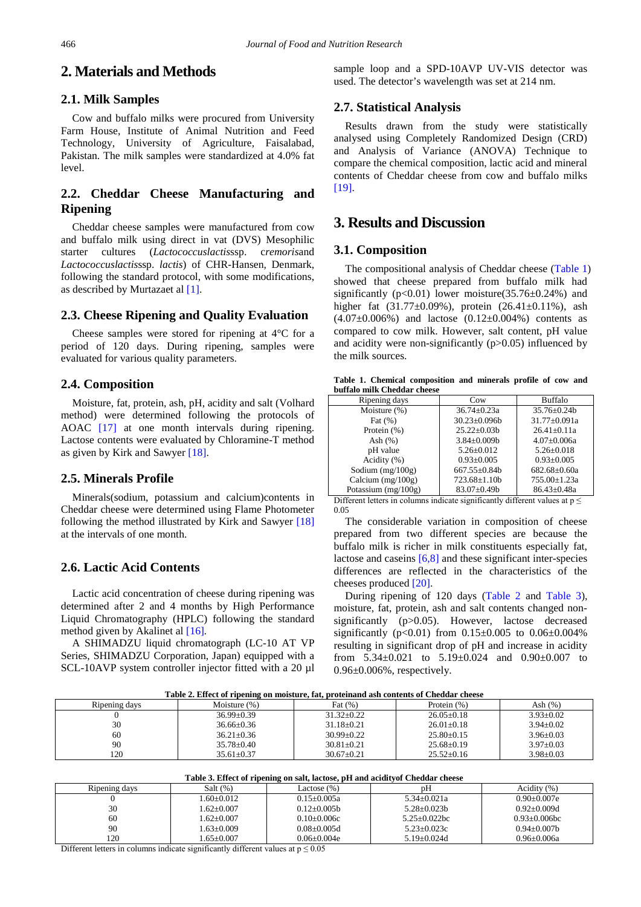## 2. Materials and Methods

### 2.1. Milk Samples

Cow and buffalo milks were procured from University Farm House, Institute of Animal Nutrition and Feed Technology, University of Agriculture, Faisalabad, Pakistan. The milk samples were standardized at 4.0% fat level.

### 2.2. Cheddar Cheese Manufacturing and Ripening

Cheddar cheese samples were manufactured from cow and buffalo milk using direct in vat (DVS) Mesophilic starter cultures (*Lactococcuslactis*ssp. *cremoris*and *Lactococcuslactis*ssp. *lactis*) of CHR-Hansen, Denmark, following the standard protocol, with some modifications, as described by Murtazaet al [1].

### 2.3. Cheese Ripening and Quality Evaluation

Cheese samples were stored for ripening at 4°C for a period of 120 days. During ripening, samples were evaluated for various quality parameters.

### 2.4. Composition

Moisture, fat, protein, ash, pH, acidity and salt (Volhard method) were determined following the protocols of AOAC [17] at one month intervals during ripening. Lactose contents were evaluated by Chloramine-T method as given by Kirk and Sawyer [18].

### 2.5. Minerals Profile

Minerals(sodium, potassium and calcium)contents in Cheddar cheese were determined using Flame Photometer following the method illustrated by Kirk and Sawyer [18] at the intervals of one month.

### 2.6. Lactic Acid Contents

Lactic acid concentration of cheese during ripening was determined after 2 and 4 months by High Performance Liquid Chromatography (HPLC) following the standard method given by Akalinet al [16].

A SHIMADZU liquid chromatograph (LC-10 AT VP Series, SHIMADZU Corporation, Japan) equipped with a SCL-10AVP system controller injector fitted with a 20 µl sample loop and a SPD-10AVP UV-VIS detector was used. The detector's wavelength was set at 214 nm.

### 2.7. Statistical Analysis

Results drawn from the study were statistically analysed using Completely Randomized Design (CRD) and Analysis of Variance (ANOVA) Technique to compare the chemical composition, lactic acid and mineral contents of Cheddar cheese from cow and buffalo milks [19].

## 3. Results and Discussion

### 3.1. Composition

The compositional analysis of Cheddar cheese (Table 1) showed that cheese prepared from buffalo milk had significantly ($p<0.01$) lower moisture(35.76±0.24%) and higher fat (31.77±0.09%), protein (26.41±0.11%), ash (4.07±0.006%) and lactose (0.12±0.004%) contents as compared to cow milk. However, salt content, pH value and acidity were non-significantly ($p>0.05$) influenced by the milk sources.

**Table 1. Chemical composition and minerals profile of cow and buffalo milk Cheddar cheese**

| Ripening days | Cow | Buffalo |
|---|---|---|
| Moisture (%) | 36.74±0.23a | 35.76±0.24b |
| Fat (%) | 30.23±0.096b | 31.77±0.091a |
| Protein (%) | 25.22±0.03b | 26.41±0.11a |
| Ash (%) | 3.84±0.009b | 4.07±0.006a |
| pH value | 5.26±0.012 | 5.26±0.018 |
| Acidity (%) | 0.93±0.005 | 0.93±0.005 |
| Sodium (mg/100g) | 667.55±0.84b | 682.68±0.60a |
| Calcium (mg/100g) | 723.68±1.10b | 755.00±1.23a |
| Potassium (mg/100g) | 83.07±0.49b | 86.43±0.48a |

Different letters in columns indicate significantly different values at $p \leq 0.05$

The considerable variation in composition of cheese prepared from two different species are because the buffalo milk is richer in milk constituents especially fat, lactose and caseins [6,8] and these significant inter-species differences are reflected in the characteristics of the cheeses produced [20].

During ripening of 120 days (Table 2 and Table 3), moisture, fat, protein, ash and salt contents changed non-significantly ($p>0.05$). However, lactose decreased significantly ($p<0.01$) from 0.15±0.005 to 0.06±0.004% resulting in significant drop of pH and increase in acidity from 5.34±0.021 to 5.19±0.024 and 0.90±0.007 to 0.96±0.006%, respectively.

**Table 2. Effect of ripening on moisture, fat, proteinand ash contents of Cheddar cheese**

| Ripening days | Moisture (%) | Fat (%) | Protein (%) | Ash (%) |
|---|---|---|---|---|
| 0 | 36.99±0.39 | 31.32±0.22 | 26.05±0.18 | 3.93±0.02 |
| 30 | 36.66±0.36 | 31.18±0.21 | 26.01±0.18 | 3.94±0.02 |
| 60 | 36.21±0.36 | 30.99±0.22 | 25.80±0.15 | 3.96±0.03 |
| 90 | 35.78±0.40 | 30.81±0.21 | 25.68±0.19 | 3.97±0.03 |
| 120 | 35.61±0.37 | 30.67±0.21 | 25.52±0.16 | 3.98±0.03 |

**Table 3. Effect of ripening on salt, lactose, pH and acidityof Cheddar cheese**

| Ripening days | Salt (%) | Lactose (%) | pH | Acidity (%) |
|---|---|---|---|---|
| 0 | 1.60±0.012 | 0.15±0.005a | 5.34±0.021a | 0.90±0.007e |
| 30 | 1.62±0.007 | 0.12±0.005b | 5.28±0.023b | 0.92±0.009d |
| 60 | 1.62±0.007 | 0.10±0.006c | 5.25±0.022bc | 0.93±0.006bc |
| 90 | 1.63±0.009 | 0.08±0.005d | 5.23±0.023c | 0.94±0.007b |
| 120 | 1.65±0.007 | 0.06±0.004e | 5.19±0.024d | 0.96±0.006a |

Different letters in columns indicate significantly different values at $p \leq 0.05$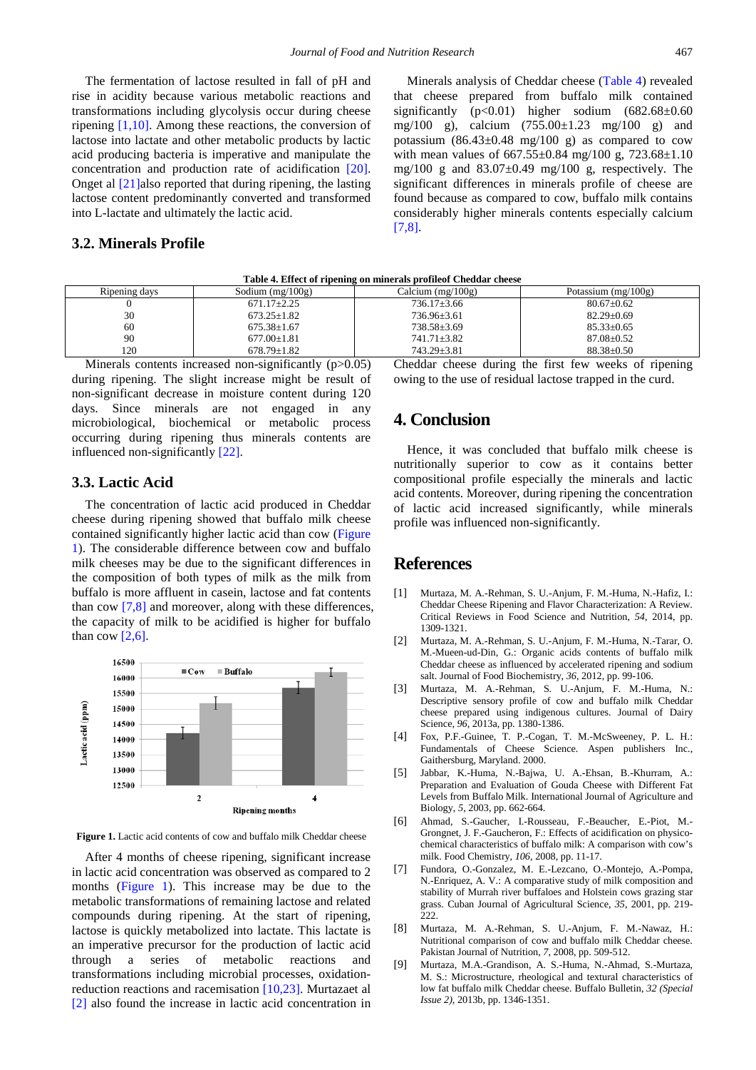The fermentation of lactose resulted in fall of pH and rise in acidity because various metabolic reactions and transformations including glycolysis occur during cheese ripening [1,10]. Among these reactions, the conversion of lactose into lactate and other metabolic products by lactic acid producing bacteria is imperative and manipulate the concentration and production rate of acidification [20]. Onget al [21]also reported that during ripening, the lasting lactose content predominantly converted and transformed into L-lactate and ultimately the lactic acid.

## 3.2. Minerals Profile

Minerals analysis of Cheddar cheese (Table 4) revealed that cheese prepared from buffalo milk contained significantly ($p<0.01$) higher sodium (682.68±0.60 mg/100 g), calcium (755.00±1.23 mg/100 g) and potassium (86.43±0.48 mg/100 g) as compared to cow with mean values of 667.55±0.84 mg/100 g, 723.68±1.10 mg/100 g and 83.07±0.49 mg/100 g, respectively. The significant differences in minerals profile of cheese are found because as compared to cow, buffalo milk contains considerably higher minerals contents especially calcium [7,8].

**Table 4. Effect of ripening on minerals profileof Cheddar cheese**

| Ripening days | Sodium (mg/100g) | Calcium (mg/100g) | Potassium (mg/100g) |
|---|---|---|---|
| 0 | 671.17±2.25 | 736.17±3.66 | 80.67±0.62 |
| 30 | 673.25±1.82 | 736.96±3.61 | 82.29±0.69 |
| 60 | 675.38±1.67 | 738.58±3.69 | 85.33±0.65 |
| 90 | 677.00±1.81 | 741.71±3.82 | 87.08±0.52 |
| 120 | 678.79±1.82 | 743.29±3.81 | 88.38±0.50 |

Minerals contents increased non-significantly ($p>0.05$) during ripening. The slight increase might be result of non-significant decrease in moisture content during 120 days. Since minerals are not engaged in any microbiological, biochemical or metabolic process occurring during ripening thus minerals contents are influenced non-significantly [22].

## 3.3. Lactic Acid

The concentration of lactic acid produced in Cheddar cheese during ripening showed that buffalo milk cheese contained significantly higher lactic acid than cow (Figure 1). The considerable difference between cow and buffalo milk cheeses may be due to the significant differences in the composition of both types of milk as the milk from buffalo is more affluent in casein, lactose and fat contents than cow [7,8] and moreover, along with these differences, the capacity of milk to be acidified is higher for buffalo than cow [2,6].

**Figure 1.** Lactic acid contents of cow and buffalo milk Cheddar cheese

After 4 months of cheese ripening, significant increase in lactic acid concentration was observed as compared to 2 months (Figure 1). This increase may be due to the metabolic transformations of remaining lactose and related compounds during ripening. At the start of ripening, lactose is quickly metabolized into lactate. This lactate is an imperative precursor for the production of lactic acid through a series of metabolic reactions and transformations including microbial processes, oxidation-reduction reactions and racemisation [10,23]. Murtazaet al [2] also found the increase in lactic acid concentration in Cheddar cheese during the first few weeks of ripening owing to the use of residual lactose trapped in the curd.

## 4. Conclusion

Hence, it was concluded that buffalo milk cheese is nutritionally superior to cow as it contains better compositional profile especially the minerals and lactic acid contents. Moreover, during ripening the concentration of lactic acid increased significantly, while minerals profile was influenced non-significantly.

## References

[1] Murtaza, M. A.-Rehman, S. U.-Anjum, F. M.-Huma, N.-Hafiz, I.: Cheddar Cheese Ripening and Flavor Characterization: A Review. Critical Reviews in Food Science and Nutrition, *54*, 2014, pp. 1309-1321.

[2] Murtaza, M. A.-Rehman, S. U.-Anjum, F. M.-Huma, N.-Tarar, O. M.-Mueen-ud-Din, G.: Organic acids contents of buffalo milk Cheddar cheese as influenced by accelerated ripening and sodium salt. Journal of Food Biochemistry, *36*, 2012, pp. 99-106.

[3] Murtaza, M. A.-Rehman, S. U.-Anjum, F. M.-Huma, N.: Descriptive sensory profile of cow and buffalo milk Cheddar cheese prepared using indigenous cultures. Journal of Dairy Science, *96*, 2013a, pp. 1380-1386.

[4] Fox, P.F.-Guinee, T. P.-Cogan, T. M.-McSweeney, P. L. H.: Fundamentals of Cheese Science. Aspen publishers Inc., Gaithersburg, Maryland. 2000.

[5] Jabbar, K.-Huma, N.-Bajwa, U. A.-Ehsan, B.-Khurram, A.: Preparation and Evaluation of Gouda Cheese with Different Fat Levels from Buffalo Milk. International Journal of Agriculture and Biology, *5*, 2003, pp. 662-664.

[6] Ahmad, S.-Gaucher, I.-Rousseau, F.-Beaucher, E.-Piot, M.-Grongnet, J. F.-Gaucheron, F.: Effects of acidification on physico-chemical characteristics of buffalo milk: A comparison with cow's milk. Food Chemistry, *106*, 2008, pp. 11-17.

[7] Fundora, O.-Gonzalez, M. E.-Lezcano, O.-Montejo, A.-Pompa, N.-Enriquez, A. V.: A comparative study of milk composition and stability of Murrah river buffaloes and Holstein cows grazing star grass. Cuban Journal of Agricultural Science, *35*, 2001, pp. 219-222.

[8] Murtaza, M. A.-Rehman, S. U.-Anjum, F. M.-Nawaz, H.: Nutritional comparison of cow and buffalo milk Cheddar cheese. Pakistan Journal of Nutrition, *7*, 2008, pp. 509-512.

[9] Murtaza, M.A.-Grandison, A. S.-Huma, N.-Ahmad, S.-Murtaza, M. S.: Microstructure, rheological and textural characteristics of low fat buffalo milk Cheddar cheese. Buffalo Bulletin, *32 (Special Issue 2)*, 2013b, pp. 1346-1351.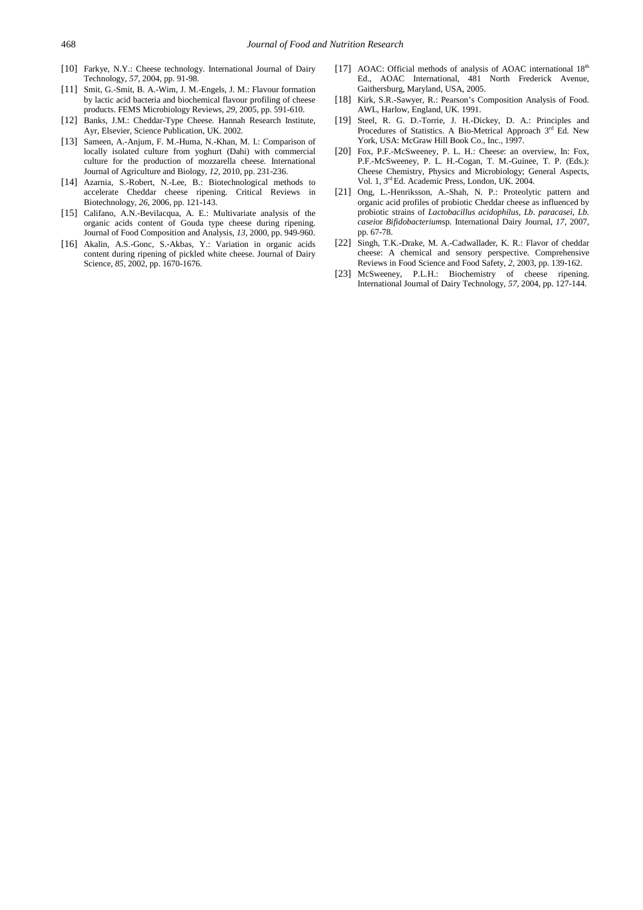[10] Farkye, N.Y.: Cheese technology. International Journal of Dairy Technology, *57*, 2004, pp. 91-98.

[11] Smit, G.-Smit, B. A.-Wim, J. M.-Engels, J. M.: Flavour formation by lactic acid bacteria and biochemical flavour profiling of cheese products. FEMS Microbiology Reviews, *29*, 2005, pp. 591-610.

[12] Banks, J.M.: Cheddar-Type Cheese. Hannah Research Institute, Ayr, Elsevier, Science Publication, UK. 2002.

[13] Sameen, A.-Anjum, F. M.-Huma, N.-Khan, M. I.: Comparison of locally isolated culture from yoghurt (Dahi) with commercial culture for the production of mozzarella cheese. International Journal of Agriculture and Biology, *12*, 2010, pp. 231-236.

[14] Azarnia, S.-Robert, N.-Lee, B.: Biotechnological methods to accelerate Cheddar cheese ripening. Critical Reviews in Biotechnology, *26*, 2006, pp. 121-143.

[15] Califano, A.N.-Bevilacqua, A. E.: Multivariate analysis of the organic acids content of Gouda type cheese during ripening. Journal of Food Composition and Analysis, *13*, 2000, pp. 949-960.

[16] Akalin, A.S.-Gonc, S.-Akbas, Y.: Variation in organic acids content during ripening of pickled white cheese. Journal of Dairy Science, *85*, 2002, pp. 1670-1676.

[17] AOAC: Official methods of analysis of AOAC international 18th Ed., AOAC International, 481 North Frederick Avenue, Gaithersburg, Maryland, USA, 2005.

[18] Kirk, S.R.-Sawyer, R.: Pearson's Composition Analysis of Food. AWL, Harlow, England, UK. 1991.

[19] Steel, R. G. D.-Torrie, J. H.-Dickey, D. A.: Principles and Procedures of Statistics. A Bio-Metrical Approach 3rd Ed. New York, USA: McGraw Hill Book Co., Inc., 1997.

[20] Fox, P.F.-McSweeney, P. L. H.: Cheese: an overview, In: Fox, P.F.-McSweeney, P. L. H.-Cogan, T. M.-Guinee, T. P. (Eds.): Cheese Chemistry, Physics and Microbiology; General Aspects, Vol. 1, 3rd Ed. Academic Press, London, UK. 2004.

[21] Ong, L.-Henriksson, A.-Shah, N. P.: Proteolytic pattern and organic acid profiles of probiotic Cheddar cheese as influenced by probiotic strains of *Lactobacillus acidophilus, Lb. paracasei, Lb. casei*or *Bifidobacterium*sp. International Dairy Journal, *17*, 2007, pp. 67-78.

[22] Singh, T.K.-Drake, M. A.-Cadwallader, K. R.: Flavor of cheddar cheese: A chemical and sensory perspective. Comprehensive Reviews in Food Science and Food Safety, *2*, 2003, pp. 139-162.

[23] McSweeney, P.L.H.: Biochemistry of cheese ripening. International Journal of Dairy Technology, *57*, 2004, pp. 127-144.